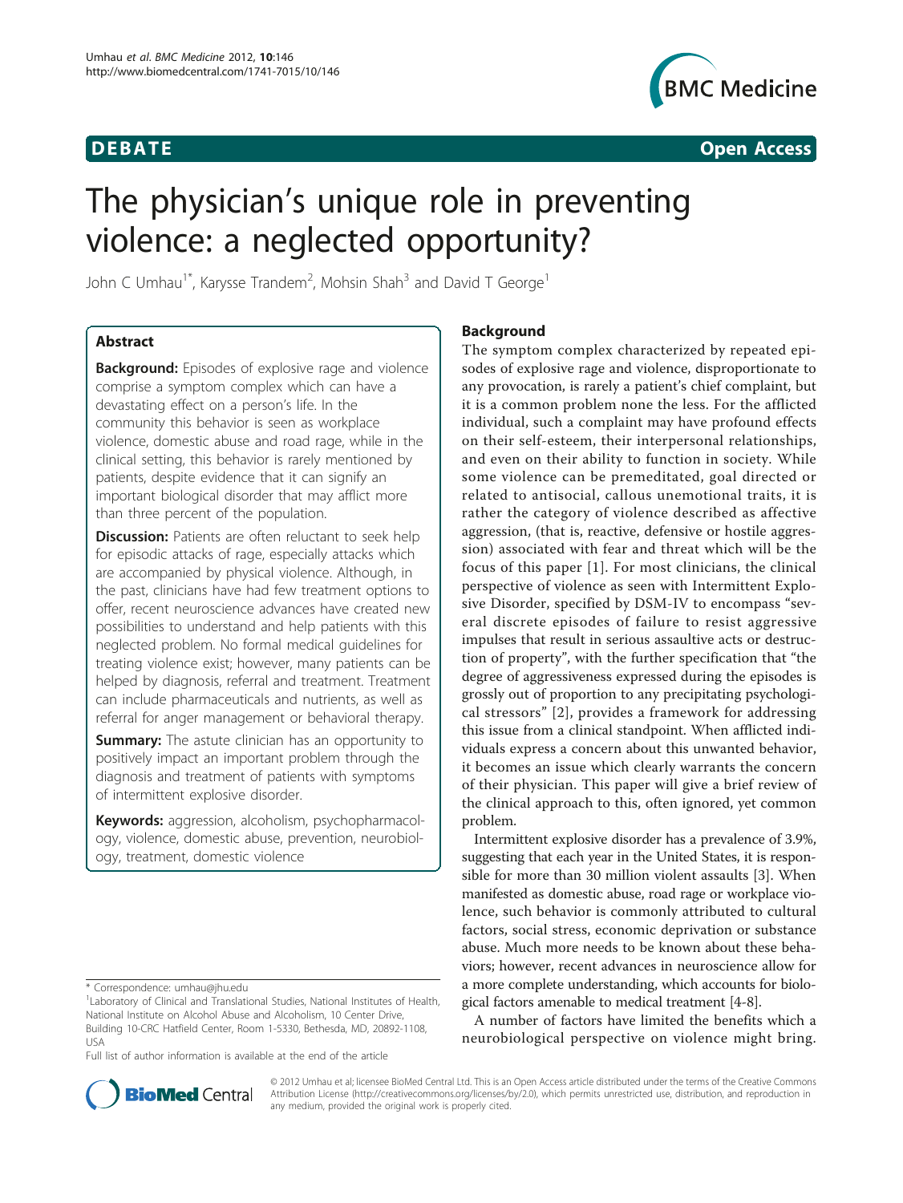DEBATE | Open Access

# The physician's unique role in preventing violence: a neglected opportunity?

John C Umhau[1*], Karysse Trandem[2], Mohsin Shah[3] and David T George[1]

## Abstract

**Background:** Episodes of explosive rage and violence comprise a symptom complex which can have a devastating effect on a person's life. In the community this behavior is seen as workplace violence, domestic abuse and road rage, while in the clinical setting, this behavior is rarely mentioned by patients, despite evidence that it can signify an important biological disorder that may afflict more than three percent of the population.

**Discussion:** Patients are often reluctant to seek help for episodic attacks of rage, especially attacks which are accompanied by physical violence. Although, in the past, clinicians have had few treatment options to offer, recent neuroscience advances have created new possibilities to understand and help patients with this neglected problem. No formal medical guidelines for treating violence exist; however, many patients can be helped by diagnosis, referral and treatment. Treatment can include pharmaceuticals and nutrients, as well as referral for anger management or behavioral therapy.

**Summary:** The astute clinician has an opportunity to positively impact an important problem through the diagnosis and treatment of patients with symptoms of intermittent explosive disorder.

**Keywords:** aggression, alcoholism, psychopharmacology, violence, domestic abuse, prevention, neurobiology, treatment, domestic violence

## Background

The symptom complex characterized by repeated episodes of explosive rage and violence, disproportionate to any provocation, is rarely a patient's chief complaint, but it is a common problem none the less. For the afflicted individual, such a complaint may have profound effects on their self-esteem, their interpersonal relationships, and even on their ability to function in society. While some violence can be premeditated, goal directed or related to antisocial, callous unemotional traits, it is rather the category of violence described as affective aggression, (that is, reactive, defensive or hostile aggression) associated with fear and threat which will be the focus of this paper [1]. For most clinicians, the clinical perspective of violence as seen with Intermittent Explosive Disorder, specified by DSM-IV to encompass "several discrete episodes of failure to resist aggressive impulses that result in serious assaultive acts or destruction of property", with the further specification that "the degree of aggressiveness expressed during the episodes is grossly out of proportion to any precipitating psychological stressors" [2], provides a framework for addressing this issue from a clinical standpoint. When afflicted individuals express a concern about this unwanted behavior, it becomes an issue which clearly warrants the concern of their physician. This paper will give a brief review of the clinical approach to this, often ignored, yet common problem.

Intermittent explosive disorder has a prevalence of 3.9%, suggesting that each year in the United States, it is responsible for more than 30 million violent assaults [3]. When manifested as domestic abuse, road rage or workplace violence, such behavior is commonly attributed to cultural factors, social stress, economic deprivation or substance abuse. Much more needs to be known about these behaviors; however, recent advances in neuroscience allow for a more complete understanding, which accounts for biological factors amenable to medical treatment [4-8].

A number of factors have limited the benefits which a neurobiological perspective on violence might bring.

\* Correspondence: umhau@jhu.edu

[1]Laboratory of Clinical and Translational Studies, National Institutes of Health, National Institute on Alcohol Abuse and Alcoholism, 10 Center Drive, Building 10-CRC Hatfield Center, Room 1-5330, Bethesda, MD, 20892-1108, USA

Full list of author information is available at the end of the article

© 2012 Umhau et al; licensee BioMed Central Ltd. This is an Open Access article distributed under the terms of the Creative Commons Attribution License (http://creativecommons.org/licenses/by/2.0), which permits unrestricted use, distribution, and reproduction in any medium, provided the original work is properly cited.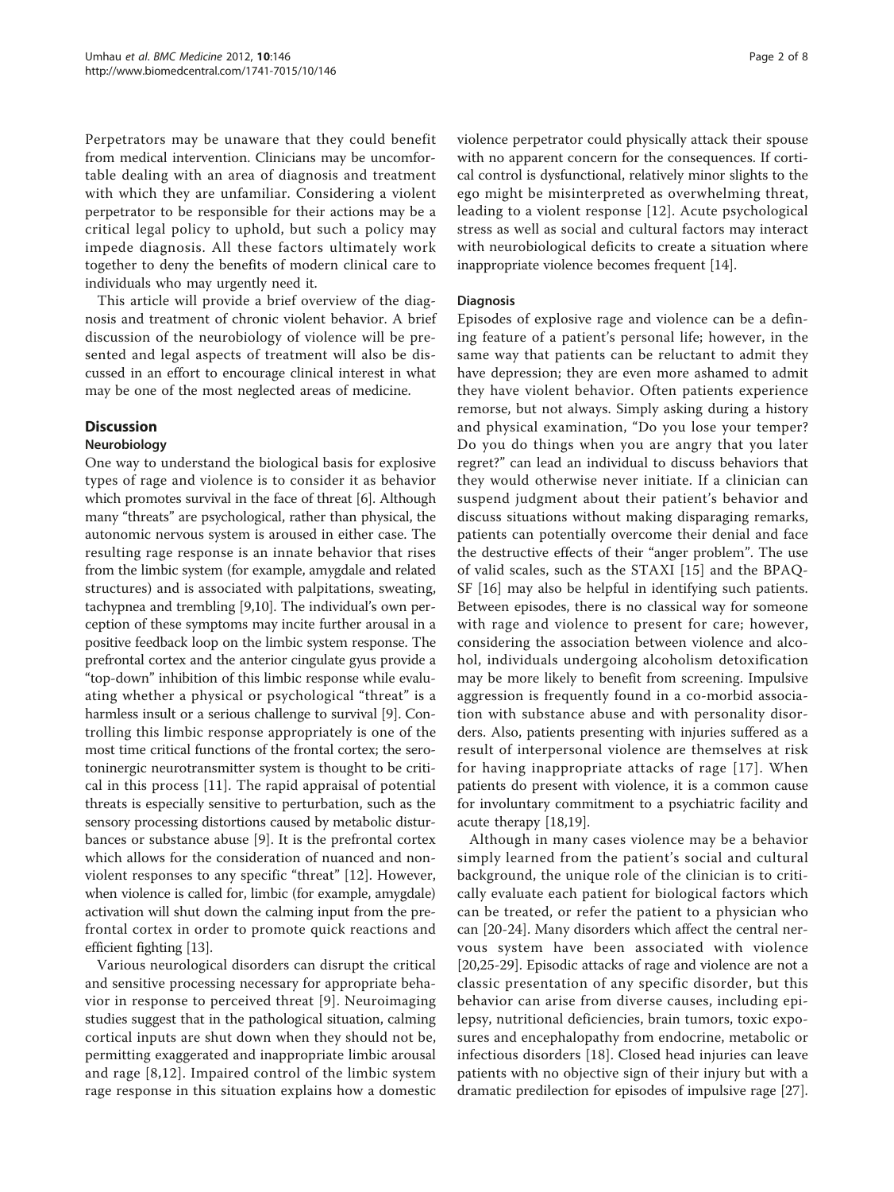Perpetrators may be unaware that they could benefit from medical intervention. Clinicians may be uncomfortable dealing with an area of diagnosis and treatment with which they are unfamiliar. Considering a violent perpetrator to be responsible for their actions may be a critical legal policy to uphold, but such a policy may impede diagnosis. All these factors ultimately work together to deny the benefits of modern clinical care to individuals who may urgently need it.

This article will provide a brief overview of the diagnosis and treatment of chronic violent behavior. A brief discussion of the neurobiology of violence will be presented and legal aspects of treatment will also be discussed in an effort to encourage clinical interest in what may be one of the most neglected areas of medicine.

## Discussion

### Neurobiology

One way to understand the biological basis for explosive types of rage and violence is to consider it as behavior which promotes survival in the face of threat [6]. Although many "threats" are psychological, rather than physical, the autonomic nervous system is aroused in either case. The resulting rage response is an innate behavior that rises from the limbic system (for example, amygdale and related structures) and is associated with palpitations, sweating, tachypnea and trembling [9,10]. The individual's own perception of these symptoms may incite further arousal in a positive feedback loop on the limbic system response. The prefrontal cortex and the anterior cingulate gyus provide a "top-down" inhibition of this limbic response while evaluating whether a physical or psychological "threat" is a harmless insult or a serious challenge to survival [9]. Controlling this limbic response appropriately is one of the most time critical functions of the frontal cortex; the serotoninergic neurotransmitter system is thought to be critical in this process [11]. The rapid appraisal of potential threats is especially sensitive to perturbation, such as the sensory processing distortions caused by metabolic disturbances or substance abuse [9]. It is the prefrontal cortex which allows for the consideration of nuanced and nonviolent responses to any specific "threat" [12]. However, when violence is called for, limbic (for example, amygdale) activation will shut down the calming input from the prefrontal cortex in order to promote quick reactions and efficient fighting [13].

Various neurological disorders can disrupt the critical and sensitive processing necessary for appropriate behavior in response to perceived threat [9]. Neuroimaging studies suggest that in the pathological situation, calming cortical inputs are shut down when they should not be, permitting exaggerated and inappropriate limbic arousal and rage [8,12]. Impaired control of the limbic system rage response in this situation explains how a domestic violence perpetrator could physically attack their spouse with no apparent concern for the consequences. If cortical control is dysfunctional, relatively minor slights to the ego might be misinterpreted as overwhelming threat, leading to a violent response [12]. Acute psychological stress as well as social and cultural factors may interact with neurobiological deficits to create a situation where inappropriate violence becomes frequent [14].

### Diagnosis

Episodes of explosive rage and violence can be a defining feature of a patient's personal life; however, in the same way that patients can be reluctant to admit they have depression; they are even more ashamed to admit they have violent behavior. Often patients experience remorse, but not always. Simply asking during a history and physical examination, "Do you lose your temper? Do you do things when you are angry that you later regret?" can lead an individual to discuss behaviors that they would otherwise never initiate. If a clinician can suspend judgment about their patient's behavior and discuss situations without making disparaging remarks, patients can potentially overcome their denial and face the destructive effects of their "anger problem". The use of valid scales, such as the STAXI [15] and the BPAQ-SF [16] may also be helpful in identifying such patients. Between episodes, there is no classical way for someone with rage and violence to present for care; however, considering the association between violence and alcohol, individuals undergoing alcoholism detoxification may be more likely to benefit from screening. Impulsive aggression is frequently found in a co-morbid association with substance abuse and with personality disorders. Also, patients presenting with injuries suffered as a result of interpersonal violence are themselves at risk for having inappropriate attacks of rage [17]. When patients do present with violence, it is a common cause for involuntary commitment to a psychiatric facility and acute therapy [18,19].

Although in many cases violence may be a behavior simply learned from the patient's social and cultural background, the unique role of the clinician is to critically evaluate each patient for biological factors which can be treated, or refer the patient to a physician who can [20-24]. Many disorders which affect the central nervous system have been associated with violence [20,25-29]. Episodic attacks of rage and violence are not a classic presentation of any specific disorder, but this behavior can arise from diverse causes, including epilepsy, nutritional deficiencies, brain tumors, toxic exposures and encephalopathy from endocrine, metabolic or infectious disorders [18]. Closed head injuries can leave patients with no objective sign of their injury but with a dramatic predilection for episodes of impulsive rage [27].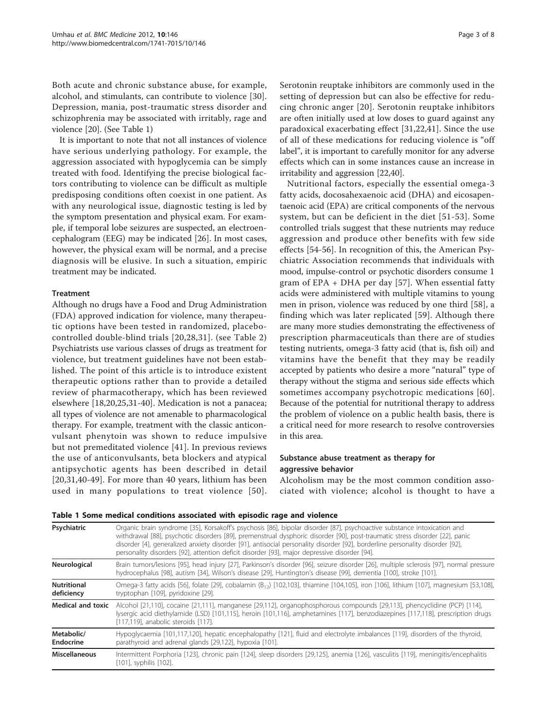Both acute and chronic substance abuse, for example, alcohol, and stimulants, can contribute to violence [30]. Depression, mania, post-traumatic stress disorder and schizophrenia may be associated with irritably, rage and violence [20]. (See Table 1)

It is important to note that not all instances of violence have serious underlying pathology. For example, the aggression associated with hypoglycemia can be simply treated with food. Identifying the precise biological factors contributing to violence can be difficult as multiple predisposing conditions often coexist in one patient. As with any neurological issue, diagnostic testing is led by the symptom presentation and physical exam. For example, if temporal lobe seizures are suspected, an electroencephalogram (EEG) may be indicated [26]. In most cases, however, the physical exam will be normal, and a precise diagnosis will be elusive. In such a situation, empiric treatment may be indicated.

### Treatment

Although no drugs have a Food and Drug Administration (FDA) approved indication for violence, many therapeutic options have been tested in randomized, placebo-controlled double-blind trials [20,28,31]. (see Table 2) Psychiatrists use various classes of drugs as treatment for violence, but treatment guidelines have not been established. The point of this article is to introduce existent therapeutic options rather than to provide a detailed review of pharmacotherapy, which has been reviewed elsewhere [18,20,25,31-40]. Medication is not a panacea; all types of violence are not amenable to pharmacological therapy. For example, treatment with the classic anticonvulsant phenytoin was shown to reduce impulsive but not premeditated violence [41]. In previous reviews the use of anticonvulsants, beta blockers and atypical antipsychotic agents has been described in detail [20,31,40-49]. For more than 40 years, lithium has been used in many populations to treat violence [50]. Serotonin reuptake inhibitors are commonly used in the setting of depression but can also be effective for reducing chronic anger [20]. Serotonin reuptake inhibitors are often initially used at low doses to guard against any paradoxical exacerbating effect [31,22,41]. Since the use of all of these medications for reducing violence is "off label", it is important to carefully monitor for any adverse effects which can in some instances cause an increase in irritability and aggression [22,40].

Nutritional factors, especially the essential omega-3 fatty acids, docosahexaenoic acid (DHA) and eicosapentaenoic acid (EPA) are critical components of the nervous system, but can be deficient in the diet [51-53]. Some controlled trials suggest that these nutrients may reduce aggression and produce other benefits with few side effects [54-56]. In recognition of this, the American Psychiatric Association recommends that individuals with mood, impulse-control or psychotic disorders consume 1 gram of EPA + DHA per day [57]. When essential fatty acids were administered with multiple vitamins to young men in prison, violence was reduced by one third [58], a finding which was later replicated [59]. Although there are many more studies demonstrating the effectiveness of prescription pharmaceuticals than there are of studies testing nutrients, omega-3 fatty acid (that is, fish oil) and vitamins have the benefit that they may be readily accepted by patients who desire a more "natural" type of therapy without the stigma and serious side effects which sometimes accompany psychotropic medications [60]. Because of the potential for nutritional therapy to address the problem of violence on a public health basis, there is a critical need for more research to resolve controversies in this area.

### Substance abuse treatment as therapy for aggressive behavior

Alcoholism may be the most common condition associated with violence; alcohol is thought to have a

**Table 1 Some medical conditions associated with episodic rage and violence**

| | |
|---|---|
| **Psychiatric** | Organic brain syndrome [35], Korsakoff's psychosis [86], bipolar disorder [87], psychoactive substance intoxication and withdrawal [88], psychotic disorders [89], premenstrual dysphoric disorder [90], post-traumatic stress disorder [22], panic disorder [4], generalized anxiety disorder [91], antisocial personality disorder [92], borderline personality disorder [92], personality disorders [92], attention deficit disorder [93], major depressive disorder [94]. |
| **Neurological** | Brain tumors/lesions [95], head injury [27], Parkinson's disorder [96], seizure disorder [26], multiple sclerosis [97], normal pressure hydrocephalus [98], autism [34], Wilson's disease [29], Huntington's disease [99], dementia [100], stroke [101]. |
| **Nutritional deficiency** | Omega-3 fatty acids [56], folate [29], cobalamin ($B_{12}$) [102,103], thiamine [104,105], iron [106], lithium [107], magnesium [53,108], tryptophan [109], pyridoxine [29]. |
| **Medical and toxic** | Alcohol [21,110], cocaine [21,111], manganese [29,112], organophosphorous compounds [29,113], phencyclidine (PCP) [114], lysergic acid diethylamide (LSD) [101,115], heroin [101,116], amphetamines [117], benzodiazepines [117,118], prescription drugs [117,119], anabolic steroids [117]. |
| **Metabolic/ Endocrine** | Hypoglycaemia [101,117,120], hepatic encephalopathy [121], fluid and electrolyte imbalances [119], disorders of the thyroid, parathyroid and adrenal glands [29,122], hypoxia [101]. |
| **Miscellaneous** | Intermittent Porphoria [123], chronic pain [124], sleep disorders [29,125], anemia [126], vasculitis [119], meningitis/encephalitis [101], syphilis [102]. |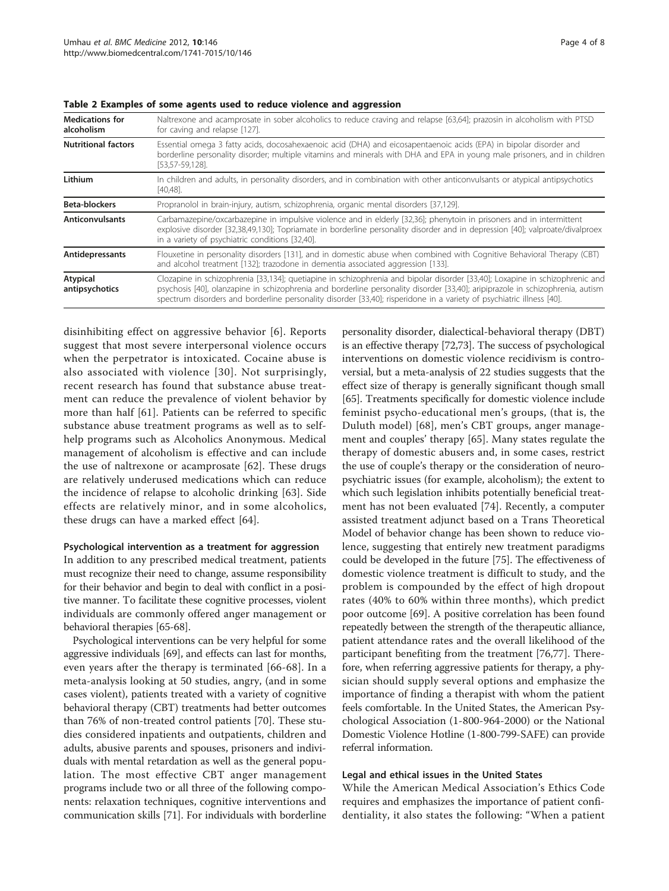**Table 2 Examples of some agents used to reduce violence and aggression**

| | |
|---|---|
| **Medications for alcoholism** | Naltrexone and acamprosate in sober alcoholics to reduce craving and relapse [63,64]; prazosin in alcoholism with PTSD for caving and relapse [127]. |
| **Nutritional factors** | Essential omega 3 fatty acids, docosahexaenoic acid (DHA) and eicosapentaenoic acids (EPA) in bipolar disorder and borderline personality disorder; multiple vitamins and minerals with DHA and EPA in young male prisoners, and in children [53,57-59,128]. |
| **Lithium** | In children and adults, in personality disorders, and in combination with other anticonvulsants or atypical antipsychotics [40,48]. |
| **Beta-blockers** | Propranolol in brain-injury, autism, schizophrenia, organic mental disorders [37,129]. |
| **Anticonvulsants** | Carbamazepine/oxcarbazepine in impulsive violence and in elderly [32,36]; phenytoin in prisoners and in intermittent explosive disorder [32,38,49,130]; Topriamate in borderline personality disorder and in depression [40]; valproate/divalproex in a variety of psychiatric conditions [32,40]. |
| **Antidepressants** | Flouxetine in personality disorders [131], and in domestic abuse when combined with Cognitive Behavioral Therapy (CBT) and alcohol treatment [132]; trazodone in dementia associated aggression [133]. |
| **Atypical antipsychotics** | Clozapine in schizophrenia [33,134]; quetiapine in schizophrenia and bipolar disorder [33,40]; Loxapine in schizophrenic and psychosis [40], olanzapine in schizophrenia and borderline personality disorder [33,40]; aripiprazole in schizophrenia, autism spectrum disorders and borderline personality disorder [33,40]; risperidone in a variety of psychiatric illness [40]. |

disinhibiting effect on aggressive behavior [6]. Reports suggest that most severe interpersonal violence occurs when the perpetrator is intoxicated. Cocaine abuse is also associated with violence [30]. Not surprisingly, recent research has found that substance abuse treatment can reduce the prevalence of violent behavior by more than half [61]. Patients can be referred to specific substance abuse treatment programs as well as to self-help programs such as Alcoholics Anonymous. Medical management of alcoholism is effective and can include the use of naltrexone or acamprosate [62]. These drugs are relatively underused medications which can reduce the incidence of relapse to alcoholic drinking [63]. Side effects are relatively minor, and in some alcoholics, these drugs can have a marked effect [64].

#### Psychological intervention as a treatment for aggression

In addition to any prescribed medical treatment, patients must recognize their need to change, assume responsibility for their behavior and begin to deal with conflict in a positive manner. To facilitate these cognitive processes, violent individuals are commonly offered anger management or behavioral therapies [65-68].

Psychological interventions can be very helpful for some aggressive individuals [69], and effects can last for months, even years after the therapy is terminated [66-68]. In a meta-analysis looking at 50 studies, angry, (and in some cases violent), patients treated with a variety of cognitive behavioral therapy (CBT) treatments had better outcomes than 76% of non-treated control patients [70]. These studies considered inpatients and outpatients, children and adults, abusive parents and spouses, prisoners and individuals with mental retardation as well as the general population. The most effective CBT anger management programs include two or all three of the following components: relaxation techniques, cognitive interventions and communication skills [71]. For individuals with borderline personality disorder, dialectical-behavioral therapy (DBT) is an effective therapy [72,73]. The success of psychological interventions on domestic violence recidivism is controversial, but a meta-analysis of 22 studies suggests that the effect size of therapy is generally significant though small [65]. Treatments specifically for domestic violence include feminist psycho-educational men's groups, (that is, the Duluth model) [68], men's CBT groups, anger management and couples' therapy [65]. Many states regulate the therapy of domestic abusers and, in some cases, restrict the use of couple's therapy or the consideration of neuropsychiatric issues (for example, alcoholism); the extent to which such legislation inhibits potentially beneficial treatment has not been evaluated [74]. Recently, a computer assisted treatment adjunct based on a Trans Theoretical Model of behavior change has been shown to reduce violence, suggesting that entirely new treatment paradigms could be developed in the future [75]. The effectiveness of domestic violence treatment is difficult to study, and the problem is compounded by the effect of high dropout rates (40% to 60% within three months), which predict poor outcome [69]. A positive correlation has been found repeatedly between the strength of the therapeutic alliance, patient attendance rates and the overall likelihood of the participant benefiting from the treatment [76,77]. Therefore, when referring aggressive patients for therapy, a physician should supply several options and emphasize the importance of finding a therapist with whom the patient feels comfortable. In the United States, the American Psychological Association (1-800-964-2000) or the National Domestic Violence Hotline (1-800-799-SAFE) can provide referral information.

#### Legal and ethical issues in the United States

While the American Medical Association's Ethics Code requires and emphasizes the importance of patient confidentiality, it also states the following: "When a patient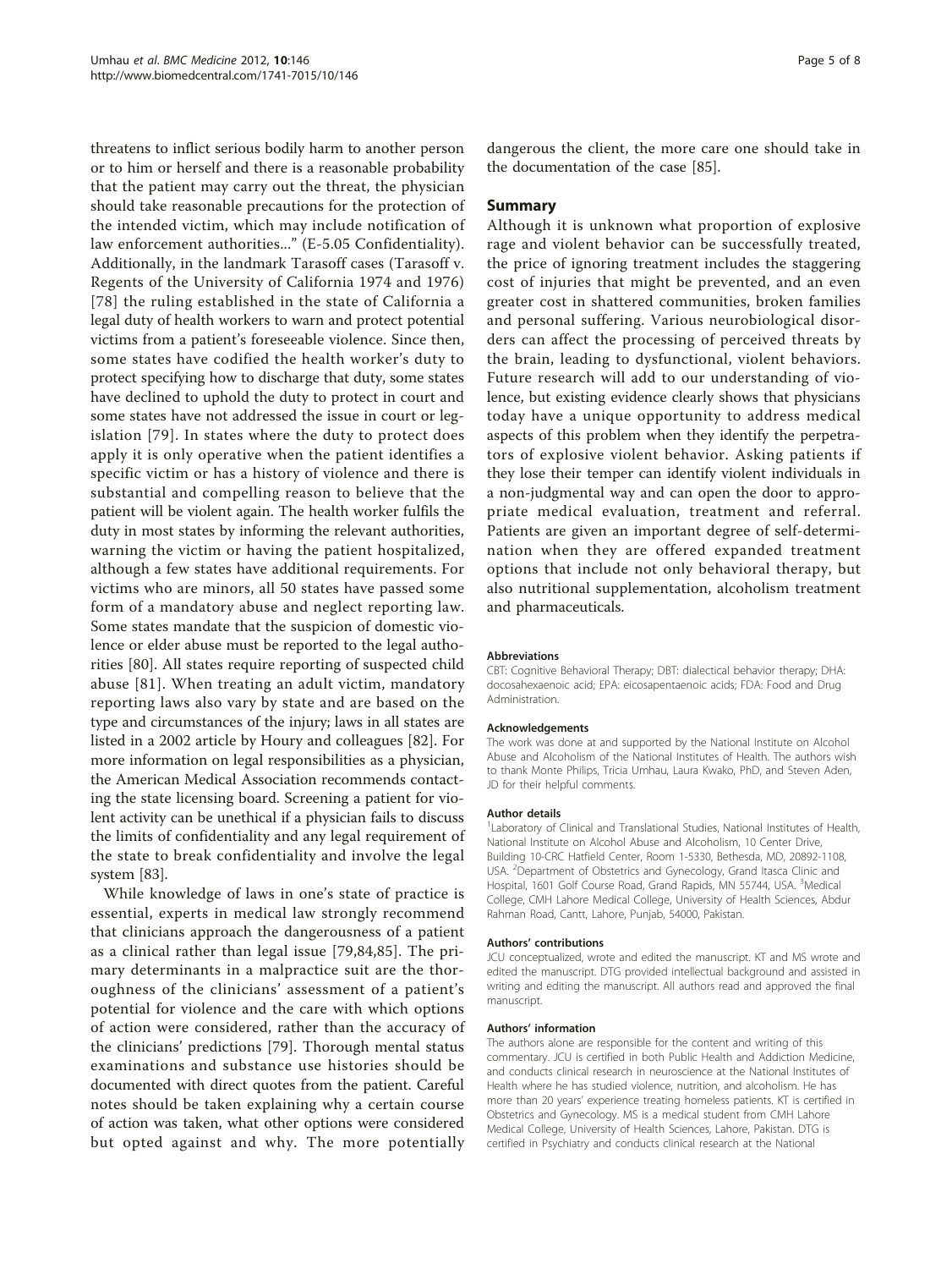threatens to inflict serious bodily harm to another person or to him or herself and there is a reasonable probability that the patient may carry out the threat, the physician should take reasonable precautions for the protection of the intended victim, which may include notification of law enforcement authorities..." (E-5.05 Confidentiality). Additionally, in the landmark Tarasoff cases (Tarasoff v. Regents of the University of California 1974 and 1976) [78] the ruling established in the state of California a legal duty of health workers to warn and protect potential victims from a patient's foreseeable violence. Since then, some states have codified the health worker's duty to protect specifying how to discharge that duty, some states have declined to uphold the duty to protect in court and some states have not addressed the issue in court or legislation [79]. In states where the duty to protect does apply it is only operative when the patient identifies a specific victim or has a history of violence and there is substantial and compelling reason to believe that the patient will be violent again. The health worker fulfils the duty in most states by informing the relevant authorities, warning the victim or having the patient hospitalized, although a few states have additional requirements. For victims who are minors, all 50 states have passed some form of a mandatory abuse and neglect reporting law. Some states mandate that the suspicion of domestic violence or elder abuse must be reported to the legal authorities [80]. All states require reporting of suspected child abuse [81]. When treating an adult victim, mandatory reporting laws also vary by state and are based on the type and circumstances of the injury; laws in all states are listed in a 2002 article by Houry and colleagues [82]. For more information on legal responsibilities as a physician, the American Medical Association recommends contacting the state licensing board. Screening a patient for violent activity can be unethical if a physician fails to discuss the limits of confidentiality and any legal requirement of the state to break confidentiality and involve the legal system [83].

While knowledge of laws in one's state of practice is essential, experts in medical law strongly recommend that clinicians approach the dangerousness of a patient as a clinical rather than legal issue [79,84,85]. The primary determinants in a malpractice suit are the thoroughness of the clinicians' assessment of a patient's potential for violence and the care with which options of action were considered, rather than the accuracy of the clinicians' predictions [79]. Thorough mental status examinations and substance use histories should be documented with direct quotes from the patient. Careful notes should be taken explaining why a certain course of action was taken, what other options were considered but opted against and why. The more potentially dangerous the client, the more care one should take in the documentation of the case [85].

## Summary

Although it is unknown what proportion of explosive rage and violent behavior can be successfully treated, the price of ignoring treatment includes the staggering cost of injuries that might be prevented, and an even greater cost in shattered communities, broken families and personal suffering. Various neurobiological disorders can affect the processing of perceived threats by the brain, leading to dysfunctional, violent behaviors. Future research will add to our understanding of violence, but existing evidence clearly shows that physicians today have a unique opportunity to address medical aspects of this problem when they identify the perpetrators of explosive violent behavior. Asking patients if they lose their temper can identify violent individuals in a non-judgmental way and can open the door to appropriate medical evaluation, treatment and referral. Patients are given an important degree of self-determination when they are offered expanded treatment options that include not only behavioral therapy, but also nutritional supplementation, alcoholism treatment and pharmaceuticals.

#### Abbreviations

CBT: Cognitive Behavioral Therapy; DBT: dialectical behavior therapy; DHA: docosahexaenoic acid; EPA: eicosapentaenoic acids; FDA: Food and Drug Administration.

#### Acknowledgements

The work was done at and supported by the National Institute on Alcohol Abuse and Alcoholism of the National Institutes of Health. The authors wish to thank Monte Philips, Tricia Umhau, Laura Kwako, PhD, and Steven Aden, JD for their helpful comments.

#### Author details

[1]Laboratory of Clinical and Translational Studies, National Institutes of Health, National Institute on Alcohol Abuse and Alcoholism, 10 Center Drive, Building 10-CRC Hatfield Center, Room 1-5330, Bethesda, MD, 20892-1108, USA. [2]Department of Obstetrics and Gynecology, Grand Itasca Clinic and Hospital, 1601 Golf Course Road, Grand Rapids, MN 55744, USA. [3]Medical College, CMH Lahore Medical College, University of Health Sciences, Abdur Rahman Road, Cantt, Lahore, Punjab, 54000, Pakistan.

#### Authors' contributions

JCU conceptualized, wrote and edited the manuscript. KT and MS wrote and edited the manuscript. DTG provided intellectual background and assisted in writing and editing the manuscript. All authors read and approved the final manuscript.

#### Authors' information

The authors alone are responsible for the content and writing of this commentary. JCU is certified in both Public Health and Addiction Medicine, and conducts clinical research in neuroscience at the National Institutes of Health where he has studied violence, nutrition, and alcoholism. He has more than 20 years' experience treating homeless patients. KT is certified in Obstetrics and Gynecology. MS is a medical student from CMH Lahore Medical College, University of Health Sciences, Lahore, Pakistan. DTG is certified in Psychiatry and conducts clinical research at the National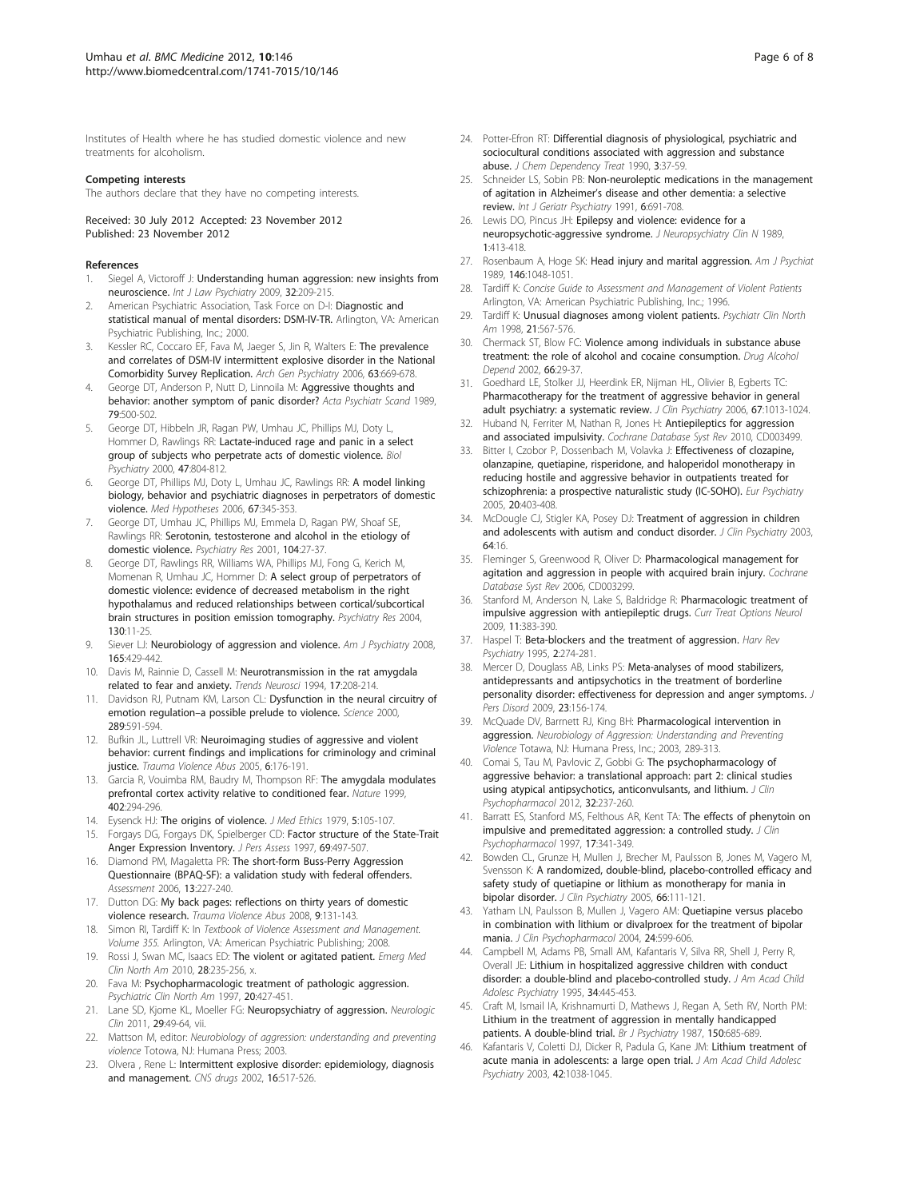Institutes of Health where he has studied domestic violence and new treatments for alcoholism.

#### Competing interests

The authors declare that they have no competing interests.

Received: 30 July 2012 Accepted: 23 November 2012
Published: 23 November 2012

#### References

1. Siegel A, Victoroff J: **Understanding human aggression: new insights from neuroscience.** *Int J Law Psychiatry* 2009, **32**:209-215.
2. American Psychiatric Association, Task Force on D-I: **Diagnostic and statistical manual of mental disorders: DSM-IV-TR.** Arlington, VA: American Psychiatric Publishing, Inc.; 2000.
3. Kessler RC, Coccaro EF, Fava M, Jaeger S, Jin R, Walters E: **The prevalence and correlates of DSM-IV intermittent explosive disorder in the National Comorbidity Survey Replication.** *Arch Gen Psychiatry* 2006, **63**:669-678.
4. George DT, Anderson P, Nutt D, Linnoila M: **Aggressive thoughts and behavior: another symptom of panic disorder?** *Acta Psychiatr Scand* 1989, **79**:500-502.
5. George DT, Hibbeln JR, Ragan PW, Umhau JC, Phillips MJ, Doty L, Hommer D, Rawlings RR: **Lactate-induced rage and panic in a select group of subjects who perpetrate acts of domestic violence.** *Biol Psychiatry* 2000, **47**:804-812.
6. George DT, Phillips MJ, Doty L, Umhau JC, Rawlings RR: **A model linking biology, behavior and psychiatric diagnoses in perpetrators of domestic violence.** *Med Hypotheses* 2006, **67**:345-353.
7. George DT, Umhau JC, Phillips MJ, Emmela D, Ragan PW, Shoaf SE, Rawlings RR: **Serotonin, testosterone and alcohol in the etiology of domestic violence.** *Psychiatry Res* 2001, **104**:27-37.
8. George DT, Rawlings RR, Williams WA, Phillips MJ, Fong G, Kerich M, Momenan R, Umhau JC, Hommer D: **A select group of perpetrators of domestic violence: evidence of decreased metabolism in the right hypothalamus and reduced relationships between cortical/subcortical brain structures in position emission tomography.** *Psychiatry Res* 2004, **130**:11-25.
9. Siever LJ: **Neurobiology of aggression and violence.** *Am J Psychiatry* 2008, **165**:429-442.
10. Davis M, Rainnie D, Cassell M: **Neurotransmission in the rat amygdala related to fear and anxiety.** *Trends Neurosci* 1994, **17**:208-214.
11. Davidson RJ, Putnam KM, Larson CL: **Dysfunction in the neural circuitry of emotion regulation–a possible prelude to violence.** *Science* 2000, **289**:591-594.
12. Bufkin JL, Luttrell VR: **Neuroimaging studies of aggressive and violent behavior: current findings and implications for criminology and criminal justice.** *Trauma Violence Abus* 2005, **6**:176-191.
13. Garcia R, Vouimba RM, Baudry M, Thompson RF: **The amygdala modulates prefrontal cortex activity relative to conditioned fear.** *Nature* 1999, **402**:294-296.
14. Eysenck HJ: **The origins of violence.** *J Med Ethics* 1979, **5**:105-107.
15. Forgays DG, Forgays DK, Spielberger CD: **Factor structure of the State-Trait Anger Expression Inventory.** *J Pers Assess* 1997, **69**:497-507.
16. Diamond PM, Magaletta PR: **The short-form Buss-Perry Aggression Questionnaire (BPAQ-SF): a validation study with federal offenders.** *Assessment* 2006, **13**:227-240.
17. Dutton DG: **My back pages: reflections on thirty years of domestic violence research.** *Trauma Violence Abus* 2008, **9**:131-143.
18. Simon RI, Tardiff K: In *Textbook of Violence Assessment and Management. Volume 355.* Arlington, VA: American Psychiatric Publishing; 2008.
19. Rossi J, Swan MC, Isaacs ED: **The violent or agitated patient.** *Emerg Med Clin North Am* 2010, **28**:235-256, x.
20. Fava M: **Psychopharmacologic treatment of pathologic aggression.** *Psychiatric Clin North Am* 1997, **20**:427-451.
21. Lane SD, Kjome KL, Moeller FG: **Neuropsychiatry of aggression.** *Neurologic Clin* 2011, **29**:49-64, vii.
22. Mattson M, editor: *Neurobiology of aggression: understanding and preventing violence* Totowa, NJ: Humana Press; 2003.
23. Olvera , Rene L: **Intermittent explosive disorder: epidemiology, diagnosis and management.** *CNS drugs* 2002, **16**:517-526.
24. Potter-Efron RT: **Differential diagnosis of physiological, psychiatric and sociocultural conditions associated with aggression and substance abuse.** *J Chem Dependency Treat* 1990, **3**:37-59.
25. Schneider LS, Sobin PB: **Non-neuroleptic medications in the management of agitation in Alzheimer's disease and other dementia: a selective review.** *Int J Geriatr Psychiatry* 1991, **6**:691-708.
26. Lewis DO, Pincus JH: **Epilepsy and violence: evidence for a neuropsychotic-aggressive syndrome.** *J Neuropsychiatry Clin N* 1989, **1**:413-418.
27. Rosenbaum A, Hoge SK: **Head injury and marital aggression.** *Am J Psychiat* 1989, **146**:1048-1051.
28. Tardiff K: *Concise Guide to Assessment and Management of Violent Patients* Arlington, VA: American Psychiatric Publishing, Inc.; 1996.
29. Tardiff K: **Unusual diagnoses among violent patients.** *Psychiatr Clin North Am* 1998, **21**:567-576.
30. Chermack ST, Blow FC: **Violence among individuals in substance abuse treatment: the role of alcohol and cocaine consumption.** *Drug Alcohol Depend* 2002, **66**:29-37.
31. Goedhard LE, Stolker JJ, Heerdink ER, Nijman HL, Olivier B, Egberts TC: **Pharmacotherapy for the treatment of aggressive behavior in general adult psychiatry: a systematic review.** *J Clin Psychiatry* 2006, **67**:1013-1024.
32. Huband N, Ferriter M, Nathan R, Jones H: **Antiepileptics for aggression and associated impulsivity.** *Cochrane Database Syst Rev* 2010, CD003499.
33. Bitter I, Czobor P, Dossenbach M, Volavka J: **Effectiveness of clozapine, olanzapine, quetiapine, risperidone, and haloperidol monotherapy in reducing hostile and aggressive behavior in outpatients treated for schizophrenia: a prospective naturalistic study (IC-SOHO).** *Eur Psychiatry* 2005, **20**:403-408.
34. McDougle CJ, Stigler KA, Posey DJ: **Treatment of aggression in children and adolescents with autism and conduct disorder.** *J Clin Psychiatry* 2003, **64**:16.
35. Fleminger S, Greenwood R, Oliver D: **Pharmacological management for agitation and aggression in people with acquired brain injury.** *Cochrane Database Syst Rev* 2006, CD003299.
36. Stanford M, Anderson N, Lake S, Baldridge R: **Pharmacologic treatment of impulsive aggression with antiepileptic drugs.** *Curr Treat Options Neurol* 2009, **11**:383-390.
37. Haspel T: **Beta-blockers and the treatment of aggression.** *Harv Rev Psychiatry* 1995, **2**:274-281.
38. Mercer D, Douglass AB, Links PS: **Meta-analyses of mood stabilizers, antidepressants and antipsychotics in the treatment of borderline personality disorder: effectiveness for depression and anger symptoms.** *J Pers Disord* 2009, **23**:156-174.
39. McQuade DV, Barnett RJ, King BH: **Pharmacological intervention in aggression.** *Neurobiology of Aggression: Understanding and Preventing Violence* Totawa, NJ: Humana Press, Inc.; 2003, 289-313.
40. Comai S, Tau M, Pavlovic Z, Gobbi G: **The psychopharmacology of aggressive behavior: a translational approach: part 2: clinical studies using atypical antipsychotics, anticonvulsants, and lithium.** *J Clin Psychopharmacol* 2012, **32**:237-260.
41. Barratt ES, Stanford MS, Felthous AR, Kent TA: **The effects of phenytoin on impulsive and premeditated aggression: a controlled study.** *J Clin Psychopharmacol* 1997, **17**:341-349.
42. Bowden CL, Grunze H, Mullen J, Brecher M, Paulsson B, Jones M, Vagero M, Svensson K: **A randomized, double-blind, placebo-controlled efficacy and safety study of quetiapine or lithium as monotherapy for mania in bipolar disorder.** *J Clin Psychiatry* 2005, **66**:111-121.
43. Yatham LN, Paulsson B, Mullen J, Vagero AM: **Quetiapine versus placebo in combination with lithium or divalproex for the treatment of bipolar mania.** *J Clin Psychopharmacol* 2004, **24**:599-606.
44. Campbell M, Adams PB, Small AM, Kafantaris V, Silva RR, Shell J, Perry R, Overall JE: **Lithium in hospitalized aggressive children with conduct disorder: a double-blind and placebo-controlled study.** *J Am Acad Child Adolesc Psychiatry* 1995, **34**:445-453.
45. Craft M, Ismail IA, Krishnamurti D, Mathews J, Regan A, Seth RV, North PM: **Lithium in the treatment of aggression in mentally handicapped patients. A double-blind trial.** *Br J Psychiatry* 1987, **150**:685-689.
46. Kafantaris V, Coletti DJ, Dicker R, Padula G, Kane JM: **Lithium treatment of acute mania in adolescents: a large open trial.** *J Am Acad Child Adolesc Psychiatry* 2003, **42**:1038-1045.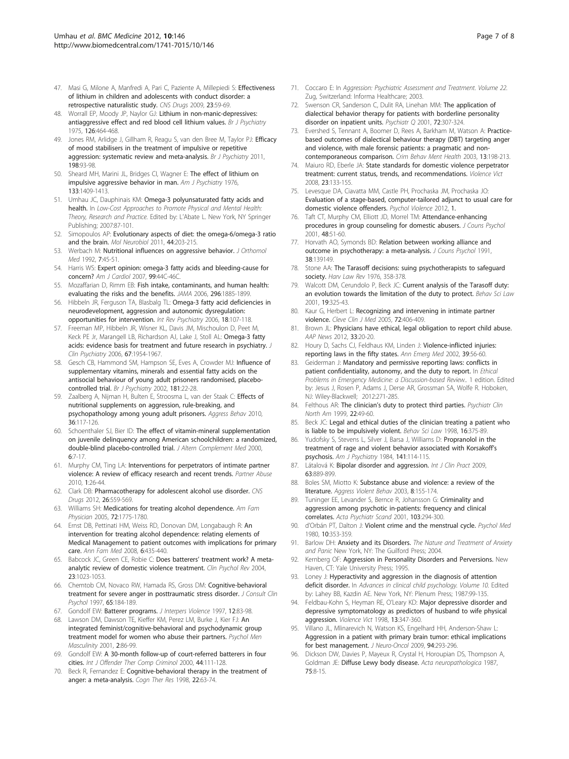47. Masi G, Milone A, Manfredi A, Pari C, Paziente A, Millepiedi S: **Effectiveness of lithium in children and adolescents with conduct disorder: a retrospective naturalistic study.** *CNS Drugs* 2009, **23**:59-69.
48. Worrall EP, Moody JP, Naylor GJ: **Lithium in non-manic-depressives: antiaggressive effect and red blood cell lithium values.** *Br J Psychiatry* 1975, **126**:464-468.
49. Jones RM, Arlidge J, Gillham R, Reagu S, van den Bree M, Taylor PJ: **Efficacy of mood stabilisers in the treatment of impulsive or repetitive aggression: systematic review and meta-analysis.** *Br J Psychiatry* 2011, **198**:93-98.
50. Sheard MH, Marini JL, Bridges CI, Wagner E: **The effect of lithium on impulsive aggressive behavior in man.** *Am J Psychiatry* 1976, **133**:1409-1413.
51. Umhau JC, Dauphinais KM: **Omega-3 polyunsaturated fatty acids and health.** In *Low-Cost Approaches to Promote Physical and Mental Health: Theory, Research and Practice.* Edited by: L'Abate L. New York, NY Springer Publishing; 2007:87-101.
52. Simopoulos AP: **Evolutionary aspects of diet: the omega-6/omega-3 ratio and the brain.** *Mol Neurobiol* 2011, **44**:203-215.
53. Werbach M: **Nutritional influences on aggressive behavior.** *J Orthomol Med* 1992, **7**:45-51.
54. Harris WS: **Expert opinion: omega-3 fatty acids and bleeding-cause for concern?** *Am J Cardiol* 2007, **99**:44C-46C.
55. Mozaffarian D, Rimm EB: **Fish intake, contaminants, and human health: evaluating the risks and the benefits.** *JAMA* 2006, **296**:1885-1899.
56. Hibbeln JR, Ferguson TA, Blasbalg TL: **Omega-3 fatty acid deficiencies in neurodevelopment, aggression and autonomic dysregulation: opportunities for intervention.** *Int Rev Psychiatry* 2006, **18**:107-118.
57. Freeman MP, Hibbeln JR, Wisner KL, Davis JM, Mischoulon D, Peet M, Keck PE Jr, Marangell LB, Richardson AJ, Lake J, Stoll AL: **Omega-3 fatty acids: evidence basis for treatment and future research in psychiatry.** *J Clin Psychiatry* 2006, **67**:1954-1967.
58. Gesch CB, Hammond SM, Hampson SE, Eves A, Crowder MJ: **Influence of supplementary vitamins, minerals and essential fatty acids on the antisocial behaviour of young adult prisoners randomised, placebo-controlled trial.** *Br J Psychiatry* 2002, **181**:22-28.
59. Zaalberg A, Nijman H, Bulten E, Stroosma L, van der Staak C: **Effects of nutritional supplements on aggression, rule-breaking, and psychopathology among young adult prisoners.** *Aggress Behav* 2010, **36**:117-126.
60. Schoenthaler SJ, Bier ID: **The effect of vitamin-mineral supplementation on juvenile delinquency among American schoolchildren: a randomized, double-blind placebo-controlled trial.** *J Altern Complement Med* 2000, **6**:7-17.
61. Murphy CM, Ting LA: **Interventions for perpetrators of intimate partner violence: A review of efficacy research and recent trends.** *Partner Abuse* 2010, **1**:26-44.
62. Clark DB: **Pharmacotherapy for adolescent alcohol use disorder.** *CNS Drugs* 2012, **26**:559-569.
63. Williams SH: **Medications for treating alcohol dependence.** *Am Fam Physician* 2005, **72**:1775-1780.
64. Ernst DB, Pettinati HM, Weiss RD, Donovan DM, Longabaugh R: **An intervention for treating alcohol dependence: relating elements of Medical Management to patient outcomes with implications for primary care.** *Ann Fam Med* 2008, **6**:435-440.
65. Babcock JC, Green CE, Robie C: **Does batterers' treatment work? A meta-analytic review of domestic violence treatment.** *Clin Psychol Rev* 2004, **23**:1023-1053.
66. Chemtob CM, Novaco RW, Hamada RS, Gross DM: **Cognitive-behavioral treatment for severe anger in posttraumatic stress disorder.** *J Consult Clin Psychol* 1997, **65**:184-189.
67. Gondolf EW: **Batterer programs.** *J Interpers Violence* 1997, **12**:83-98.
68. Lawson DM, Dawson TE, Kieffer KM, Perez LM, Burke J, Kier FJ: **An integrated feminist/cognitive-behavioral and psychodynamic group treatment model for women who abuse their partners.** *Psychol Men Masculinity* 2001, **2**:86-99.
69. Gondolf EW: **A 30-month follow-up of court-referred batterers in four cities.** *Int J Offender Ther Comp Criminol* 2000, **44**:111-128.
70. Beck R, Fernandez E: **Cognitive-behavioral therapy in the treatment of anger: a meta-analysis.** *Cogn Ther Res* 1998, **22**:63-74.
71. Coccaro E: In *Aggression: Psychiatric Assessment and Treatment. Volume 22.* Zug, Switzerland: Informa Healthcare; 2003.
72. Swenson CR, Sanderson C, Dulit RA, Linehan MM: **The application of dialectical behavior therapy for patients with borderline personality disorder on inpatient units.** *Psychiatr Q* 2001, **72**:307-324.
73. Evershed S, Tennant A, Boomer D, Rees A, Barkham M, Watson A: **Practice-based outcomes of dialectical behaviour therapy (DBT) targeting anger and violence, with male forensic patients: a pragmatic and non-contemporaneous comparison.** *Crim Behav Ment Health* 2003, **13**:198-213.
74. Maiuro RD, Eberle JA: **State standards for domestic violence perpetrator treatment: current status, trends, and recommendations.** *Violence Vict* 2008, **23**:133-155.
75. Levesque DA, Ciavatta MM, Castle PH, Prochaska JM, Prochaska JO: **Evaluation of a stage-based, computer-tailored adjunct to usual care for domestic violence offenders.** *Psychol Violence* 2012, **1**.
76. Taft CT, Murphy CM, Elliott JD, Morrel TM: **Attendance-enhancing procedures in group counseling for domestic abusers.** *J Couns Psychol* 2001, **48**:51-60.
77. Horvath AO, Symonds BD: **Relation between working alliance and outcome in psychotherapy: a meta-analysis.** *J Couns Psychol* 1991, **38**:139149.
78. Stone AA: **The Tarasoff decisions: suing psychotherapists to safeguard society.** *Harv Law Rev* 1976, 358-378.
79. Walcott DM, Cerundolo P, Beck JC: **Current analysis of the Tarasoff duty: an evolution towards the limitation of the duty to protect.** *Behav Sci Law* 2001, **19**:325-43.
80. Kaur G, Herbert L: **Recognizing and intervening in intimate partner violence.** *Cleve Clin J Med* 2005, **72**:406-409.
81. Brown JL: **Physicians have ethical, legal obligation to report child abuse.** *AAP News* 2012, **33**:20-20.
82. Houry D, Sachs CJ, Feldhaus KM, Linden J: **Violence-inflicted injuries: reporting laws in the fifty states.** *Ann Emerg Med* 2002, **39**:56-60.
83. Geiderman J: **Mandatory and permissive reporting laws: conflicts in patient confidentiality, autonomy, and the duty to report.** In *Ethical Problems in Emergency Medicine: a Discussion-based Review..* 1 edition. Edited by: Jesus J, Rosen P, Adams J, Derse AR, Grossman SA, Wolfe R. Hoboken, NJ: Wiley-Blackwell; 2012:271-285.
84. Felthous AR: **The clinician's duty to protect third parties.** *Psychiatr Clin North Am* 1999, **22**:49-60.
85. Beck JC: **Legal and ethical duties of the clinician treating a patient who is liable to be impulsively violent.** *Behav Sci Law* 1998, **16**:375-89.
86. Yudofsky S, Stevens L, Silver J, Barsa J, Williams D: **Propranolol in the treatment of rage and violent behavior associated with Korsakoff's psychosis.** *Am J Psychiatry* 1984, **141**:114-115.
87. Látalová K: **Bipolar disorder and aggression.** *Int J Clin Pract* 2009, **63**:889-899.
88. Boles SM, Miotto K: **Substance abuse and violence: a review of the literature.** *Aggress Violent Behav* 2003, **8**:155-174.
89. Tuninger EE, Levander S, Bernce R, Johansson G: **Criminality and aggression among psychotic in-patients: frequency and clinical correlates.** *Acta Psychiatr Scand* 2001, **103**:294-300.
90. d'Orbán PT, Dalton J: **Violent crime and the menstrual cycle.** *Psychol Med* 1980, **10**:353-359.
91. Barlow DH: **Anxiety and its Disorders.** *The Nature and Treatment of Anxiety and Panic* New York, NY: The Guilford Press; 2004.
92. Kernberg OF: **Aggression in Personality Disorders and Perversions.** New Haven, CT: Yale University Press; 1995.
93. Loney J: **Hyperactivity and aggression in the diagnosis of attention deficit disorder.** In *Advances in clinical child psychology. Volume 10.* Edited by: Lahey BB, Kazdin AE. New York, NY: Plenum Press; 1987:99-135.
94. Feldbau-Kohn S, Heyman RE, O'Leary KD: **Major depressive disorder and depressive symptomatology as predictors of husband to wife physical aggression.** *Violence Vict* 1998, **13**:347-360.
95. Villano JL, Mlinarevich N, Watson KS, Engelhard HH, Anderson-Shaw L: **Aggression in a patient with primary brain tumor: ethical implications for best management.** *J Neuro-Oncol* 2009, **94**:293-296.
96. Dickson DW, Davies P, Mayeux R, Crystal H, Horoupian DS, Thompson A, Goldman JE: **Diffuse Lewy body disease.** *Acta neuropathologica* 1987, **75**:8-15.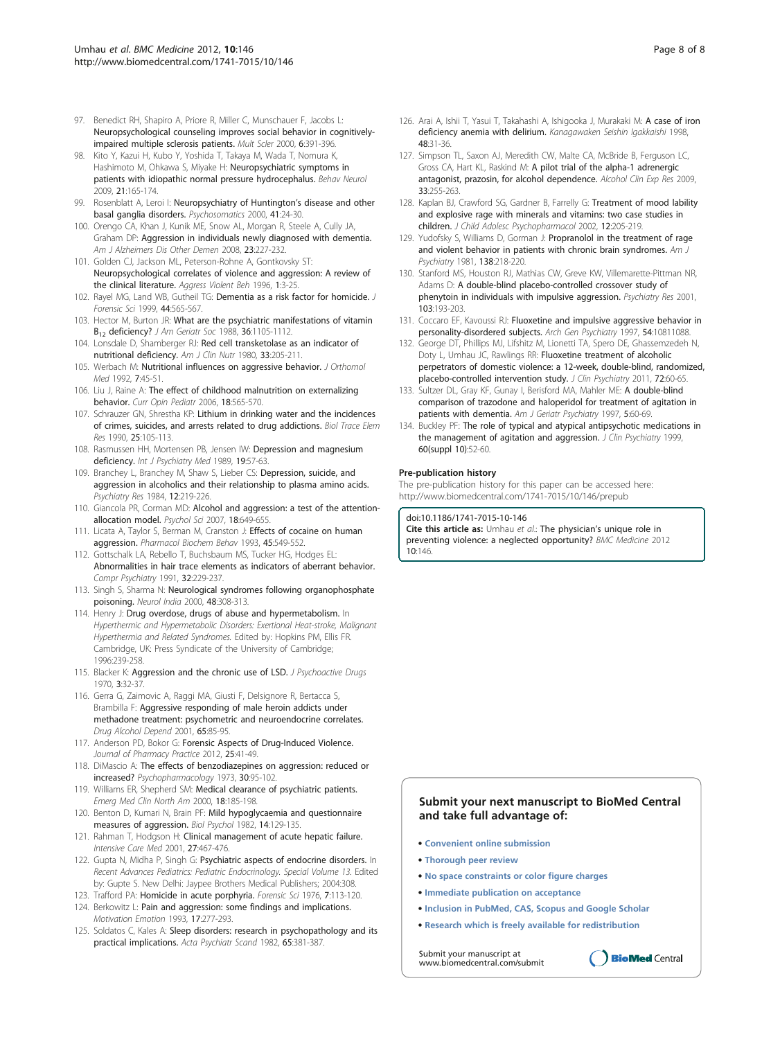97. Benedict RH, Shapiro A, Priore R, Miller C, Munschauer F, Jacobs L: **Neuropsychological counseling improves social behavior in cognitively-impaired multiple sclerosis patients.** *Mult Scler* 2000, **6**:391-396.
98. Kito Y, Kazui H, Kubo Y, Yoshida T, Takaya M, Wada T, Nomura K, Hashimoto M, Ohkawa S, Miyake H: **Neuropsychiatric symptoms in patients with idiopathic normal pressure hydrocephalus.** *Behav Neurol* 2009, **21**:165-174.
99. Rosenblatt A, Leroi I: **Neuropsychiatry of Huntington's disease and other basal ganglia disorders.** *Psychosomatics* 2000, **41**:24-30.
100. Orengo CA, Khan J, Kunik ME, Snow AL, Morgan R, Steele A, Cully JA, Graham DP: **Aggression in individuals newly diagnosed with dementia.** *Am J Alzheimers Dis Other Demen* 2008, **23**:227-232.
101. Golden CJ, Jackson ML, Peterson-Rohne A, Gontkovsky ST: **Neuropsychological correlates of violence and aggression: A review of the clinical literature.** *Aggress Violent Beh* 1996, **1**:3-25.
102. Rayel MG, Land WB, Gutheil TG: **Dementia as a risk factor for homicide.** *J Forensic Sci* 1999, **44**:565-567.
103. Hector M, Burton JR: **What are the psychiatric manifestations of vitamin $B_{12}$ deficiency?** *J Am Geriatr Soc* 1988, **36**:1105-1112.
104. Lonsdale D, Shamberger RJ: **Red cell transketolase as an indicator of nutritional deficiency.** *Am J Clin Nutr* 1980, **33**:205-211.
105. Werbach M: **Nutritional influences on aggressive behavior.** *J Orthomol Med* 1992, **7**:45-51.
106. Liu J, Raine A: **The effect of childhood malnutrition on externalizing behavior.** *Curr Opin Pediatr* 2006, **18**:565-570.
107. Schrauzer GN, Shrestha KP: **Lithium in drinking water and the incidences of crimes, suicides, and arrests related to drug addictions.** *Biol Trace Elem Res* 1990, **25**:105-113.
108. Rasmussen HH, Mortensen PB, Jensen IW: **Depression and magnesium deficiency.** *Int J Psychiatry Med* 1989, **19**:57-63.
109. Branchey L, Branchey M, Shaw S, Lieber CS: **Depression, suicide, and aggression in alcoholics and their relationship to plasma amino acids.** *Psychiatry Res* 1984, **12**:219-226.
110. Giancola PR, Corman MD: **Alcohol and aggression: a test of the attention-allocation model.** *Psychol Sci* 2007, **18**:649-655.
111. Licata A, Taylor S, Berman M, Cranston J: **Effects of cocaine on human aggression.** *Pharmacol Biochem Behav* 1993, **45**:549-552.
112. Gottschalk LA, Rebello T, Buchsbaum MS, Tucker HG, Hodges EL: **Abnormalities in hair trace elements as indicators of aberrant behavior.** *Compr Psychiatry* 1991, **32**:229-237.
113. Singh S, Sharma N: **Neurological syndromes following organophosphate poisoning.** *Neurol India* 2000, **48**:308-313.
114. Henry J: **Drug overdose, drugs of abuse and hypermetabolism.** In *Hyperthermic and Hypermetabolic Disorders: Exertional Heat-stroke, Malignant Hyperthermia and Related Syndromes.* Edited by: Hopkins PM, Ellis FR. Cambridge, UK: Press Syndicate of the University of Cambridge; 1996:239-258.
115. Blacker K: **Aggression and the chronic use of LSD.** *J Psychoactive Drugs* 1970, **3**:32-37.
116. Gerra G, Zaimovic A, Raggi MA, Giusti F, Delsignore R, Bertacca S, Brambilla F: **Aggressive responding of male heroin addicts under methadone treatment: psychometric and neuroendocrine correlates.** *Drug Alcohol Depend* 2001, **65**:85-95.
117. Anderson PD, Bokor G: **Forensic Aspects of Drug-Induced Violence.** *Journal of Pharmacy Practice* 2012, **25**:41-49.
118. DiMascio A: **The effects of benzodiazepines on aggression: reduced or increased?** *Psychopharmacology* 1973, **30**:95-102.
119. Williams ER, Shepherd SM: **Medical clearance of psychiatric patients.** *Emerg Med Clin North Am* 2000, **18**:185-198.
120. Benton D, Kumari N, Brain PF: **Mild hypoglycaemia and questionnaire measures of aggression.** *Biol Psychol* 1982, **14**:129-135.
121. Rahman T, Hodgson H: **Clinical management of acute hepatic failure.** *Intensive Care Med* 2001, **27**:467-476.
122. Gupta N, Midha P, Singh G: **Psychiatric aspects of endocrine disorders.** In *Recent Advances Pediatrics: Pediatric Endocrinology. Special Volume 13.* Edited by: Gupte S. New Delhi: Jaypee Brothers Medical Publishers; 2004:308.
123. Trafford PA: **Homicide in acute porphyria.** *Forensic Sci* 1976, **7**:113-120.
124. Berkowitz L: **Pain and aggression: some findings and implications.** *Motivation Emotion* 1993, **17**:277-293.
125. Soldatos C, Kales A: **Sleep disorders: research in psychopathology and its practical implications.** *Acta Psychiatr Scand* 1982, **65**:381-387.
126. Arai A, Ishii T, Yasui T, Takahashi A, Ishigooka J, Murakaki M: **A case of iron deficiency anemia with delirium.** *Kanagawaken Seishin Igakkaishi* 1998, **48**:31-36.
127. Simpson TL, Saxon AJ, Meredith CW, Malte CA, McBride B, Ferguson LC, Gross CA, Hart KL, Raskind M: **A pilot trial of the alpha-1 adrenergic antagonist, prazosin, for alcohol dependence.** *Alcohol Clin Exp Res* 2009, **33**:255-263.
128. Kaplan BJ, Crawford SG, Gardner B, Farrelly G: **Treatment of mood lability and explosive rage with minerals and vitamins: two case studies in children.** *J Child Adolesc Psychopharmacol* 2002, **12**:205-219.
129. Yudofsky S, Williams D, Gorman J: **Propranolol in the treatment of rage and violent behavior in patients with chronic brain syndromes.** *Am J Psychiatry* 1981, **138**:218-220.
130. Stanford MS, Houston RJ, Mathias CW, Greve KW, Villemarette-Pittman NR, Adams D: **A double-blind placebo-controlled crossover study of phenytoin in individuals with impulsive aggression.** *Psychiatry Res* 2001, **103**:193-203.
131. Coccaro EF, Kavoussi RJ: **Fluoxetine and impulsive aggressive behavior in personality-disordered subjects.** *Arch Gen Psychiatry* 1997, **54**:10811088.
132. George DT, Phillips MJ, Lifshitz M, Lionetti TA, Spero DE, Ghassemzedeh N, Doty L, Umhau JC, Rawlings RR: **Fluoxetine treatment of alcoholic perpetrators of domestic violence: a 12-week, double-blind, randomized, placebo-controlled intervention study.** *J Clin Psychiatry* 2011, **72**:60-65.
133. Sultzer DL, Gray KF, Gunay I, Berisford MA, Mahler ME: **A double-blind comparison of trazodone and haloperidol for treatment of agitation in patients with dementia.** *Am J Geriatr Psychiatry* 1997, **5**:60-69.
134. Buckley PF: **The role of typical and atypical antipsychotic medications in the management of agitation and aggression.** *J Clin Psychiatry* 1999, **60(suppl 10)**:52-60.

### Pre-publication history

The pre-publication history for this paper can be accessed here:
http://www.biomedcentral.com/1741-7015/10/146/prepub

doi:10.1186/1741-7015-10-146
**Cite this article as:** Umhau *et al.*: The physician's unique role in preventing violence: a neglected opportunity? *BMC Medicine* 2012 **10**:146.

**Submit your next manuscript to BioMed Central and take full advantage of:**

- **Convenient online submission**
- **Thorough peer review**
- **No space constraints or color figure charges**
- **Immediate publication on acceptance**
- **Inclusion in PubMed, CAS, Scopus and Google Scholar**
- **Research which is freely available for redistribution**

Submit your manuscript at
www.biomedcentral.com/submit

BioMed Central